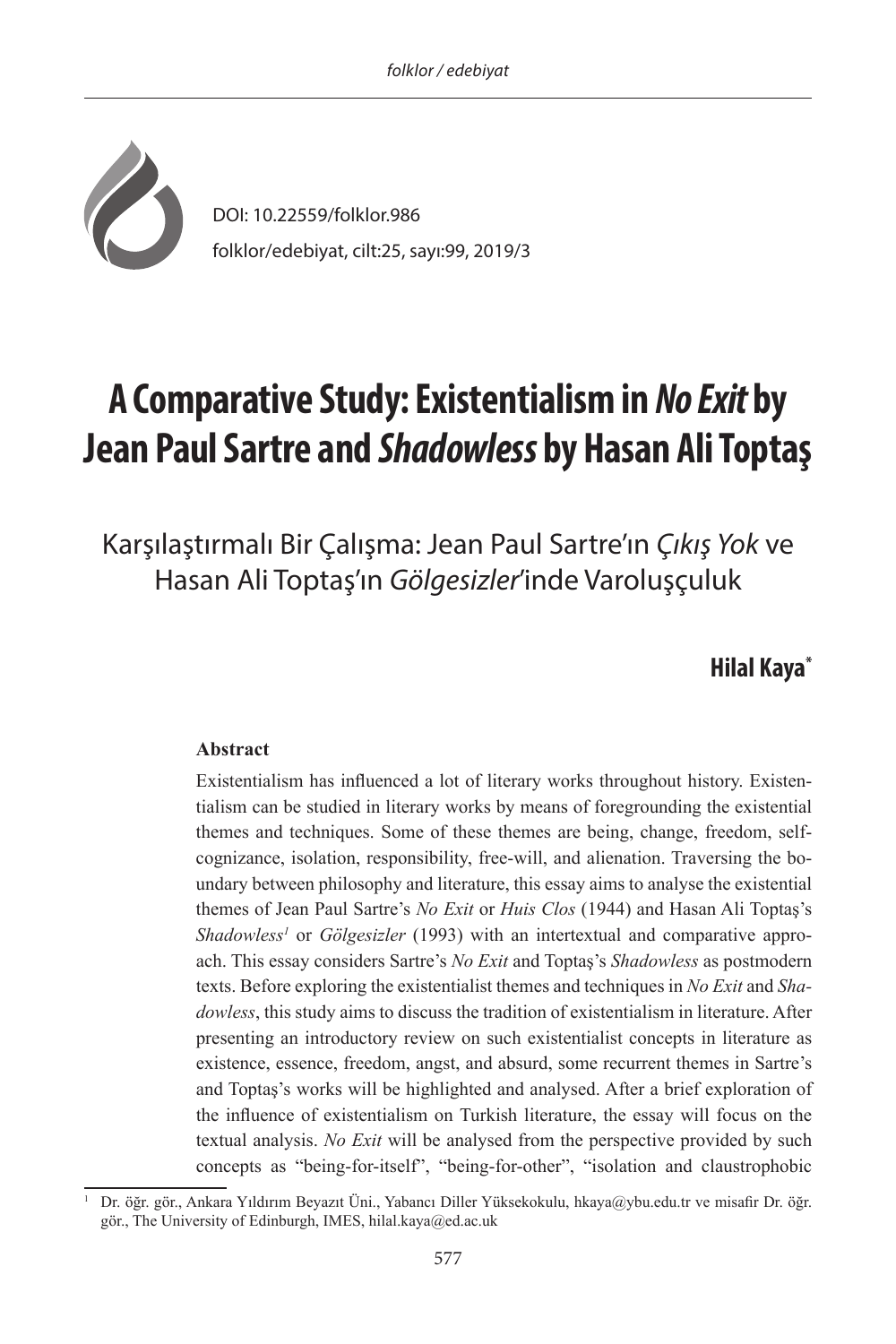DOI: 10.22559/folklor.986

folklor/edebiyat, cilt:25, sayı:99, 2019/3

# A Comparative Study: Existentialism in *No Exit* by Jean Paul Sartre and *Shadowless* by Hasan Ali Toptaş

## Karşılaştırmalı Bir Çalışma: Jean Paul Sartre'ın *Çıkış Yok* ve Hasan Ali Toptaş'ın *Gölgesizler*'inde Varoluşçuluk

**Hilal Kaya***

**Abstract**

Existentialism has influenced a lot of literary works throughout history. Existentialism can be studied in literary works by means of foregrounding the existential themes and techniques. Some of these themes are being, change, freedom, self-cognizance, isolation, responsibility, free-will, and alienation. Traversing the boundary between philosophy and literature, this essay aims to analyse the existential themes of Jean Paul Sartre's *No Exit* or *Huis Clos* (1944) and Hasan Ali Toptaş's *Shadowless*[1] or *Gölgesizler* (1993) with an intertextual and comparative approach. This essay considers Sartre's *No Exit* and Toptaş's *Shadowless* as postmodern texts. Before exploring the existentialist themes and techniques in *No Exit* and *Shadowless*, this study aims to discuss the tradition of existentialism in literature. After presenting an introductory review on such existentialist concepts in literature as existence, essence, freedom, angst, and absurd, some recurrent themes in Sartre's and Toptaş's works will be highlighted and analysed. After a brief exploration of the influence of existentialism on Turkish literature, the essay will focus on the textual analysis. *No Exit* will be analysed from the perspective provided by such concepts as "being-for-itself", "being-for-other", "isolation and claustrophobic

[1] Dr. öğr. gör., Ankara Yıldırım Beyazıt Üni., Yabancı Diller Yüksekokulu, hkaya@ybu.edu.tr ve misafir Dr. öğr. gör., The University of Edinburgh, IMES, hilal.kaya@ed.ac.uk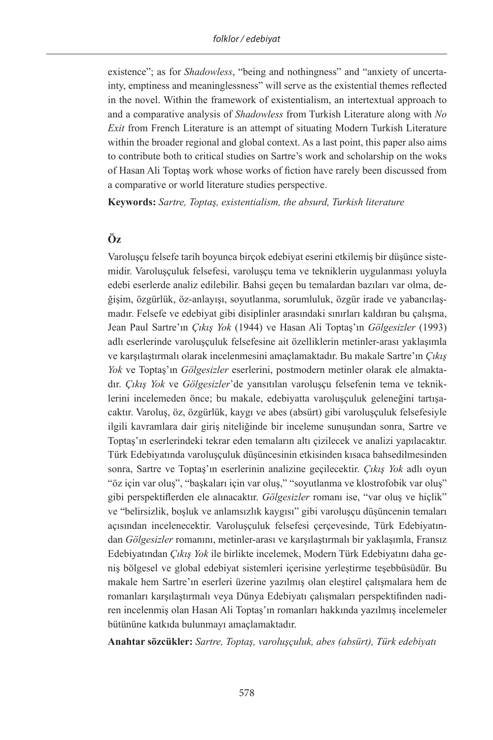existence"; as for *Shadowless*, "being and nothingness" and "anxiety of uncertainty, emptiness and meaninglessness" will serve as the existential themes reflected in the novel. Within the framework of existentialism, an intertextual approach to and a comparative analysis of *Shadowless* from Turkish Literature along with *No Exit* from French Literature is an attempt of situating Modern Turkish Literature within the broader regional and global context. As a last point, this paper also aims to contribute both to critical studies on Sartre's work and scholarship on the woks of Hasan Ali Toptaş work whose works of fiction have rarely been discussed from a comparative or world literature studies perspective.

**Keywords:** *Sartre, Toptaş, existentialism, the absurd, Turkish literature*

## Öz

Varoluşçu felsefe tarih boyunca birçok edebiyat eserini etkilemiş bir düşünce sistemidir. Varoluşçuluk felsefesi, varoluşçu tema ve tekniklerin uygulanması yoluyla edebi eserlerde analiz edilebilir. Bahsi geçen bu temalardan bazıları var olma, değişim, özgürlük, öz-anlayışı, soyutlanma, sorumluluk, özgür irade ve yabancılaşmadır. Felsefe ve edebiyat gibi disiplinler arasındaki sınırları kaldıran bu çalışma, Jean Paul Sartre'ın *Çıkış Yok* (1944) ve Hasan Ali Toptaş'ın *Gölgesizler* (1993) adlı eserlerinde varoluşçuluk felsefesine ait özelliklerin metinler-arası yaklaşımla ve karşılaştırmalı olarak incelenmesini amaçlamaktadır. Bu makale Sartre'ın *Çıkış Yok* ve Toptaş'ın *Gölgesizler* eserlerini, postmodern metinler olarak ele almaktadır. *Çıkış Yok* ve *Gölgesizler*'de yansıtılan varoluşçu felsefenin tema ve tekniklerini incelemeden önce; bu makale, edebiyatta varoluşçuluk geleneğini tartışacaktır. Varoluş, öz, özgürlük, kaygı ve abes (absürt) gibi varoluşçuluk felsefesiyle ilgili kavramlara dair giriş niteliğinde bir inceleme sunuşundan sonra, Sartre ve Toptaş'ın eserlerindeki tekrar eden temaların altı çizilecek ve analizi yapılacaktır. Türk Edebiyatında varoluşçuluk düşüncesinin etkisinden kısaca bahsedilmesinden sonra, Sartre ve Toptaş'ın eserlerinin analizine geçilecektir. *Çıkış Yok* adlı oyun "öz için var oluş", "başkaları için var oluş," "soyutlanma ve klostrofobik var oluş" gibi perspektiflerden ele alınacaktır. *Gölgesizler* romanı ise, "var oluş ve hiçlik" ve "belirsizlik, boşluk ve anlamsızlık kaygısı" gibi varoluşçu düşüncenin temaları açısından incelenecektir. Varoluşçuluk felsefesi çerçevesinde, Türk Edebiyatından *Gölgesizler* romanını, metinler-arası ve karşılaştırmalı bir yaklaşımla, Fransız Edebiyatından *Çıkış Yok* ile birlikte incelemek, Modern Türk Edebiyatını daha geniş bölgesel ve global edebiyat sistemleri içerisine yerleştirme teşebbüsüdür. Bu makale hem Sartre'ın eserleri üzerine yazılmış olan eleştirel çalışmalara hem de romanları karşılaştırmalı veya Dünya Edebiyatı çalışmaları perspektifinden nadiren incelenmiş olan Hasan Ali Toptaş'ın romanları hakkında yazılmış incelemeler bütününe katkıda bulunmayı amaçlamaktadır.

**Anahtar sözcükler:** *Sartre, Toptaş, varoluşçuluk, abes (absürt), Türk edebiyatı*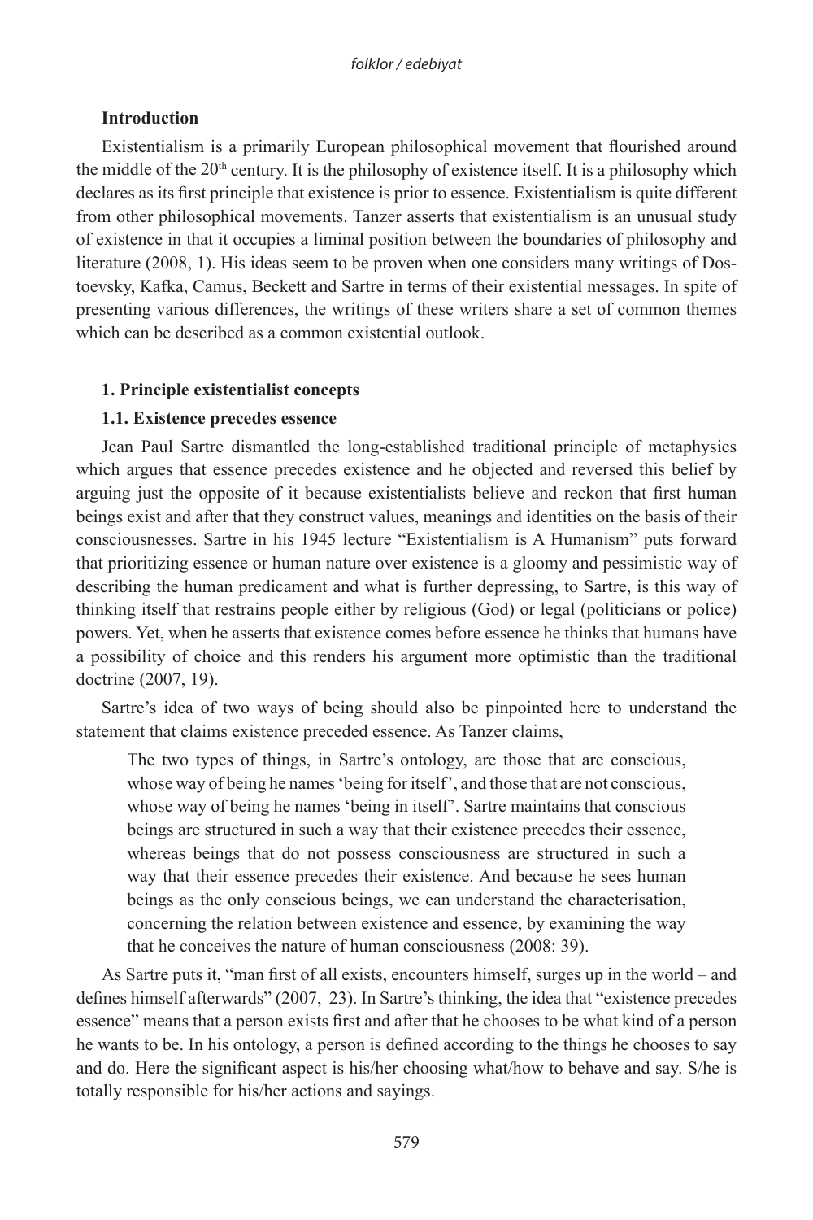## Introduction

Existentialism is a primarily European philosophical movement that flourished around the middle of the 20th century. It is the philosophy of existence itself. It is a philosophy which declares as its first principle that existence is prior to essence. Existentialism is quite different from other philosophical movements. Tanzer asserts that existentialism is an unusual study of existence in that it occupies a liminal position between the boundaries of philosophy and literature (2008, 1). His ideas seem to be proven when one considers many writings of Dostoevsky, Kafka, Camus, Beckett and Sartre in terms of their existential messages. In spite of presenting various differences, the writings of these writers share a set of common themes which can be described as a common existential outlook.

## 1. Principle existentialist concepts

### 1.1. Existence precedes essence

Jean Paul Sartre dismantled the long-established traditional principle of metaphysics which argues that essence precedes existence and he objected and reversed this belief by arguing just the opposite of it because existentialists believe and reckon that first human beings exist and after that they construct values, meanings and identities on the basis of their consciousnesses. Sartre in his 1945 lecture "Existentialism is A Humanism" puts forward that prioritizing essence or human nature over existence is a gloomy and pessimistic way of describing the human predicament and what is further depressing, to Sartre, is this way of thinking itself that restrains people either by religious (God) or legal (politicians or police) powers. Yet, when he asserts that existence comes before essence he thinks that humans have a possibility of choice and this renders his argument more optimistic than the traditional doctrine (2007, 19).

Sartre's idea of two ways of being should also be pinpointed here to understand the statement that claims existence preceded essence. As Tanzer claims,

> The two types of things, in Sartre's ontology, are those that are conscious, whose way of being he names 'being for itself', and those that are not conscious, whose way of being he names 'being in itself'. Sartre maintains that conscious beings are structured in such a way that their existence precedes their essence, whereas beings that do not possess consciousness are structured in such a way that their essence precedes their existence. And because he sees human beings as the only conscious beings, we can understand the characterisation, concerning the relation between existence and essence, by examining the way that he conceives the nature of human consciousness (2008: 39).

As Sartre puts it, "man first of all exists, encounters himself, surges up in the world – and defines himself afterwards" (2007, 23). In Sartre's thinking, the idea that "existence precedes essence" means that a person exists first and after that he chooses to be what kind of a person he wants to be. In his ontology, a person is defined according to the things he chooses to say and do. Here the significant aspect is his/her choosing what/how to behave and say. S/he is totally responsible for his/her actions and sayings.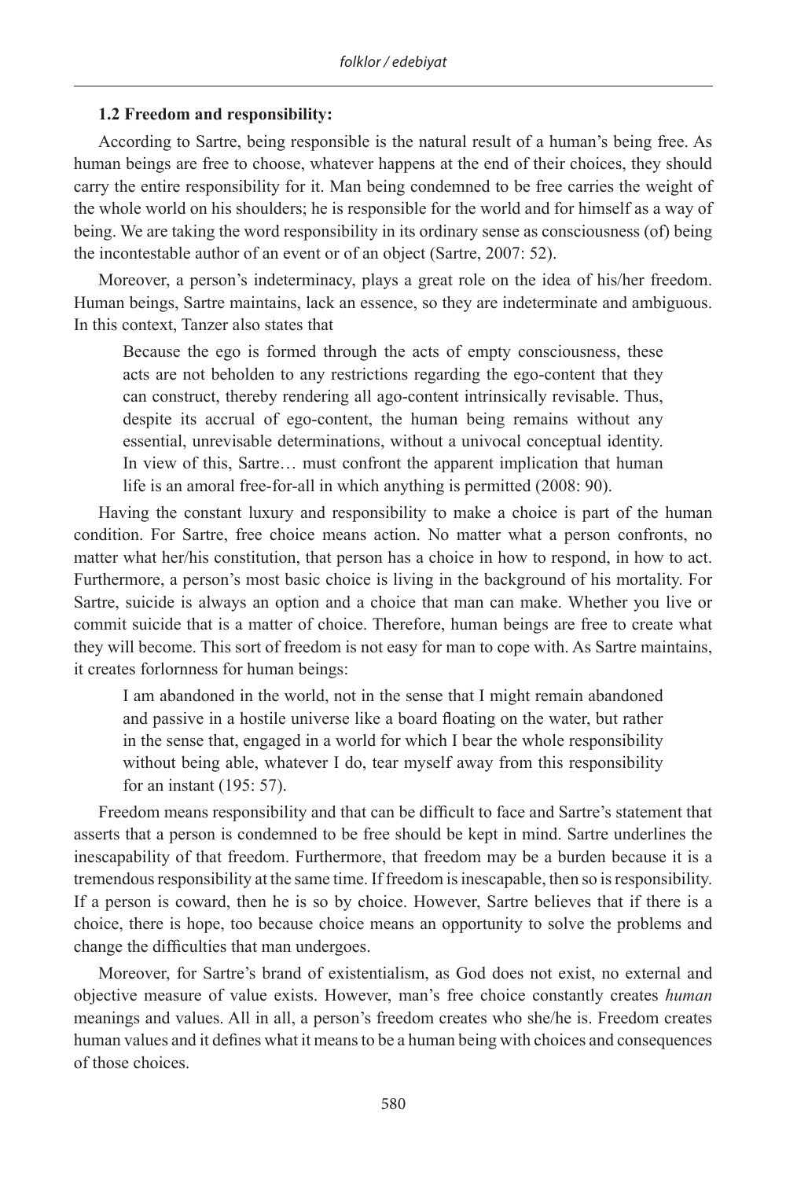### 1.2 Freedom and responsibility:

According to Sartre, being responsible is the natural result of a human's being free. As human beings are free to choose, whatever happens at the end of their choices, they should carry the entire responsibility for it. Man being condemned to be free carries the weight of the whole world on his shoulders; he is responsible for the world and for himself as a way of being. We are taking the word responsibility in its ordinary sense as consciousness (of) being the incontestable author of an event or of an object (Sartre, 2007: 52).

Moreover, a person's indeterminacy, plays a great role on the idea of his/her freedom. Human beings, Sartre maintains, lack an essence, so they are indeterminate and ambiguous. In this context, Tanzer also states that

> Because the ego is formed through the acts of empty consciousness, these acts are not beholden to any restrictions regarding the ego-content that they can construct, thereby rendering all ago-content intrinsically revisable. Thus, despite its accrual of ego-content, the human being remains without any essential, unrevisable determinations, without a univocal conceptual identity. In view of this, Sartre… must confront the apparent implication that human life is an amoral free-for-all in which anything is permitted (2008: 90).

Having the constant luxury and responsibility to make a choice is part of the human condition. For Sartre, free choice means action. No matter what a person confronts, no matter what her/his constitution, that person has a choice in how to respond, in how to act. Furthermore, a person's most basic choice is living in the background of his mortality. For Sartre, suicide is always an option and a choice that man can make. Whether you live or commit suicide that is a matter of choice. Therefore, human beings are free to create what they will become. This sort of freedom is not easy for man to cope with. As Sartre maintains, it creates forlornness for human beings:

> I am abandoned in the world, not in the sense that I might remain abandoned and passive in a hostile universe like a board floating on the water, but rather in the sense that, engaged in a world for which I bear the whole responsibility without being able, whatever I do, tear myself away from this responsibility for an instant (195: 57).

Freedom means responsibility and that can be difficult to face and Sartre's statement that asserts that a person is condemned to be free should be kept in mind. Sartre underlines the inescapability of that freedom. Furthermore, that freedom may be a burden because it is a tremendous responsibility at the same time. If freedom is inescapable, then so is responsibility. If a person is coward, then he is so by choice. However, Sartre believes that if there is a choice, there is hope, too because choice means an opportunity to solve the problems and change the difficulties that man undergoes.

Moreover, for Sartre's brand of existentialism, as God does not exist, no external and objective measure of value exists. However, man's free choice constantly creates *human* meanings and values. All in all, a person's freedom creates who she/he is. Freedom creates human values and it defines what it means to be a human being with choices and consequences of those choices.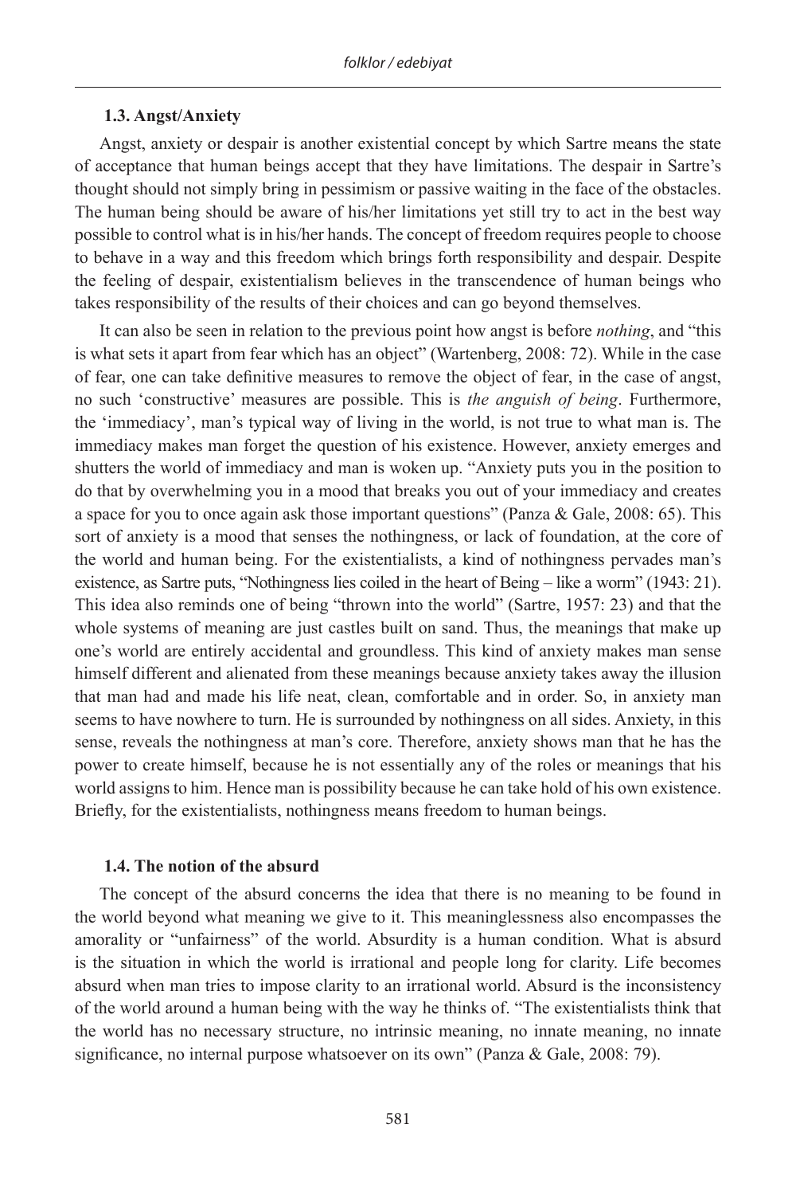### 1.3. Angst/Anxiety

Angst, anxiety or despair is another existential concept by which Sartre means the state of acceptance that human beings accept that they have limitations. The despair in Sartre's thought should not simply bring in pessimism or passive waiting in the face of the obstacles. The human being should be aware of his/her limitations yet still try to act in the best way possible to control what is in his/her hands. The concept of freedom requires people to choose to behave in a way and this freedom which brings forth responsibility and despair. Despite the feeling of despair, existentialism believes in the transcendence of human beings who takes responsibility of the results of their choices and can go beyond themselves.

It can also be seen in relation to the previous point how angst is before *nothing*, and "this is what sets it apart from fear which has an object" (Wartenberg, 2008: 72). While in the case of fear, one can take definitive measures to remove the object of fear, in the case of angst, no such 'constructive' measures are possible. This is *the anguish of being*. Furthermore, the 'immediacy', man's typical way of living in the world, is not true to what man is. The immediacy makes man forget the question of his existence. However, anxiety emerges and shutters the world of immediacy and man is woken up. "Anxiety puts you in the position to do that by overwhelming you in a mood that breaks you out of your immediacy and creates a space for you to once again ask those important questions" (Panza & Gale, 2008: 65). This sort of anxiety is a mood that senses the nothingness, or lack of foundation, at the core of the world and human being. For the existentialists, a kind of nothingness pervades man's existence, as Sartre puts, "Nothingness lies coiled in the heart of Being – like a worm" (1943: 21). This idea also reminds one of being "thrown into the world" (Sartre, 1957: 23) and that the whole systems of meaning are just castles built on sand. Thus, the meanings that make up one's world are entirely accidental and groundless. This kind of anxiety makes man sense himself different and alienated from these meanings because anxiety takes away the illusion that man had and made his life neat, clean, comfortable and in order. So, in anxiety man seems to have nowhere to turn. He is surrounded by nothingness on all sides. Anxiety, in this sense, reveals the nothingness at man's core. Therefore, anxiety shows man that he has the power to create himself, because he is not essentially any of the roles or meanings that his world assigns to him. Hence man is possibility because he can take hold of his own existence. Briefly, for the existentialists, nothingness means freedom to human beings.

### 1.4. The notion of the absurd

The concept of the absurd concerns the idea that there is no meaning to be found in the world beyond what meaning we give to it. This meaninglessness also encompasses the amorality or "unfairness" of the world. Absurdity is a human condition. What is absurd is the situation in which the world is irrational and people long for clarity. Life becomes absurd when man tries to impose clarity to an irrational world. Absurd is the inconsistency of the world around a human being with the way he thinks of. "The existentialists think that the world has no necessary structure, no intrinsic meaning, no innate meaning, no innate significance, no internal purpose whatsoever on its own" (Panza & Gale, 2008: 79).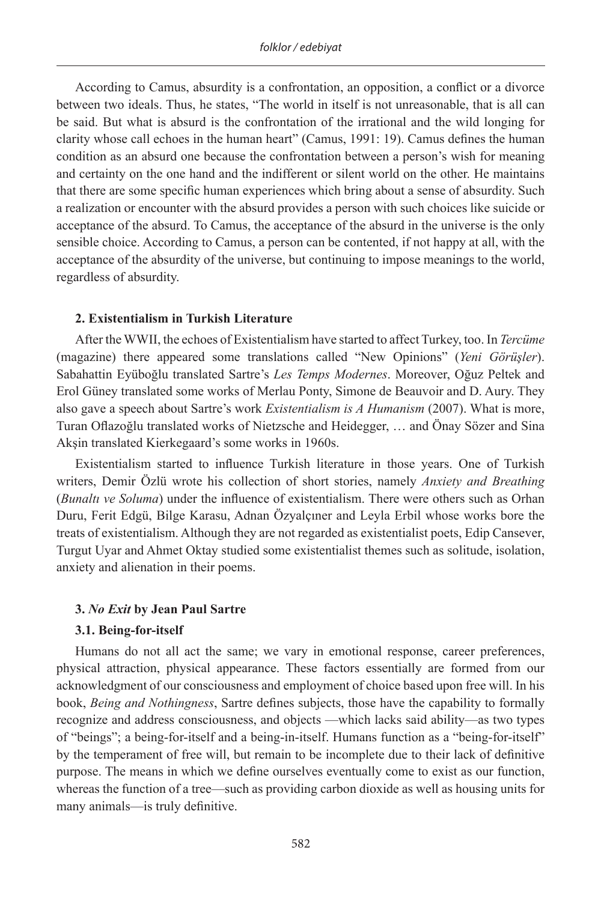According to Camus, absurdity is a confrontation, an opposition, a conflict or a divorce between two ideals. Thus, he states, "The world in itself is not unreasonable, that is all can be said. But what is absurd is the confrontation of the irrational and the wild longing for clarity whose call echoes in the human heart" (Camus, 1991: 19). Camus defines the human condition as an absurd one because the confrontation between a person's wish for meaning and certainty on the one hand and the indifferent or silent world on the other. He maintains that there are some specific human experiences which bring about a sense of absurdity. Such a realization or encounter with the absurd provides a person with such choices like suicide or acceptance of the absurd. To Camus, the acceptance of the absurd in the universe is the only sensible choice. According to Camus, a person can be contented, if not happy at all, with the acceptance of the absurdity of the universe, but continuing to impose meanings to the world, regardless of absurdity.

## 2. Existentialism in Turkish Literature

After the WWII, the echoes of Existentialism have started to affect Turkey, too. In *Tercüme* (magazine) there appeared some translations called "New Opinions" (*Yeni Görüşler*). Sabahattin Eyüboğlu translated Sartre's *Les Temps Modernes*. Moreover, Oğuz Peltek and Erol Güney translated some works of Merlau Ponty, Simone de Beauvoir and D. Aury. They also gave a speech about Sartre's work *Existentialism is A Humanism* (2007). What is more, Turan Oflazoğlu translated works of Nietzsche and Heidegger, … and Önay Sözer and Sina Akşin translated Kierkegaard's some works in 1960s.

Existentialism started to influence Turkish literature in those years. One of Turkish writers, Demir Özlü wrote his collection of short stories, namely *Anxiety and Breathing* (*Bunaltı ve Soluma*) under the influence of existentialism. There were others such as Orhan Duru, Ferit Edgü, Bilge Karasu, Adnan Özyalçıner and Leyla Erbil whose works bore the treats of existentialism. Although they are not regarded as existentialist poets, Edip Cansever, Turgut Uyar and Ahmet Oktay studied some existentialist themes such as solitude, isolation, anxiety and alienation in their poems.

## 3. *No Exit* by Jean Paul Sartre

### 3.1. Being-for-itself

Humans do not all act the same; we vary in emotional response, career preferences, physical attraction, physical appearance. These factors essentially are formed from our acknowledgment of our consciousness and employment of choice based upon free will. In his book, *Being and Nothingness*, Sartre defines subjects, those have the capability to formally recognize and address consciousness, and objects —which lacks said ability—as two types of "beings"; a being-for-itself and a being-in-itself. Humans function as a "being-for-itself" by the temperament of free will, but remain to be incomplete due to their lack of definitive purpose. The means in which we define ourselves eventually come to exist as our function, whereas the function of a tree—such as providing carbon dioxide as well as housing units for many animals—is truly definitive.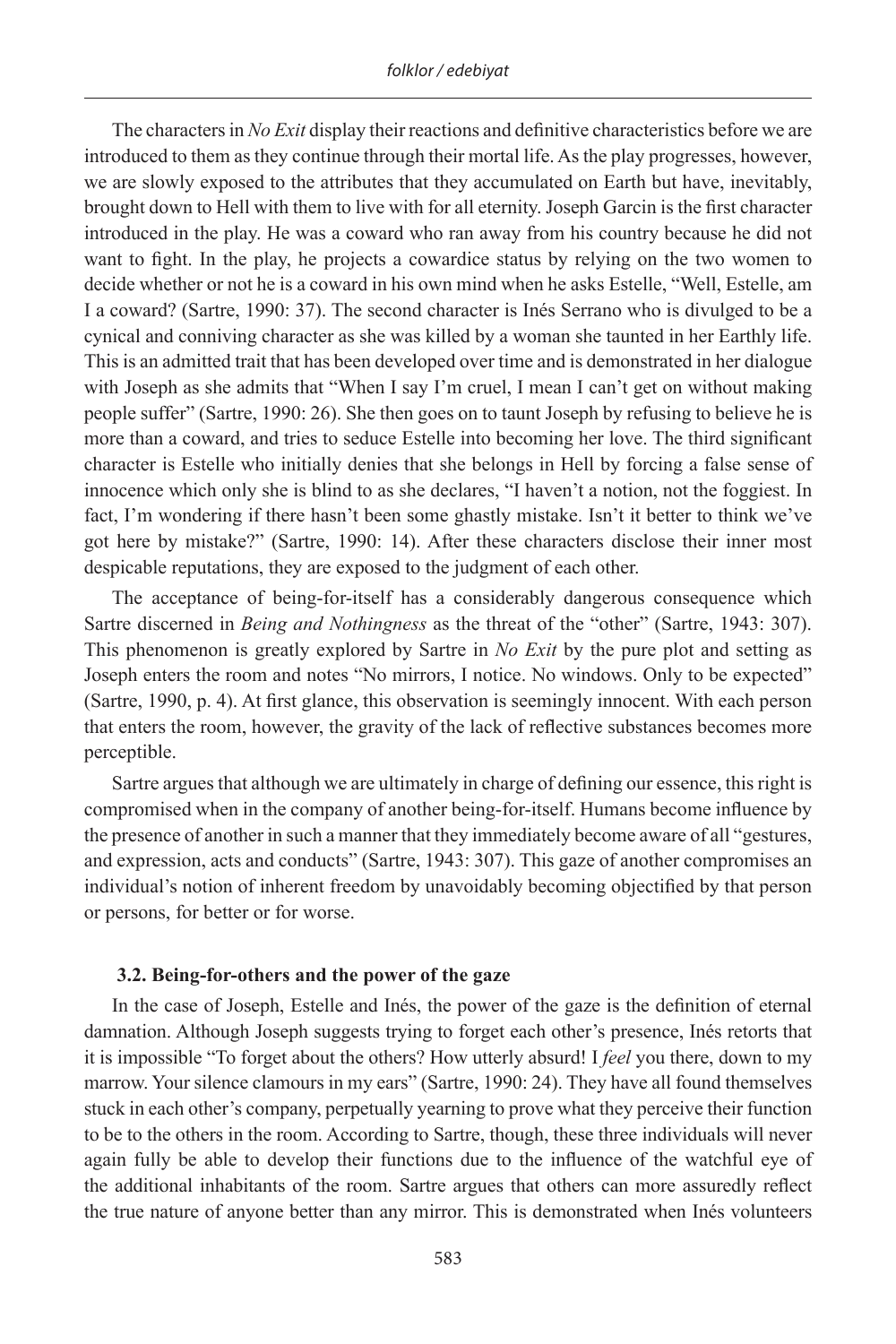The characters in *No Exit* display their reactions and definitive characteristics before we are introduced to them as they continue through their mortal life. As the play progresses, however, we are slowly exposed to the attributes that they accumulated on Earth but have, inevitably, brought down to Hell with them to live with for all eternity. Joseph Garcin is the first character introduced in the play. He was a coward who ran away from his country because he did not want to fight. In the play, he projects a cowardice status by relying on the two women to decide whether or not he is a coward in his own mind when he asks Estelle, "Well, Estelle, am I a coward? (Sartre, 1990: 37). The second character is Inés Serrano who is divulged to be a cynical and conniving character as she was killed by a woman she taunted in her Earthly life. This is an admitted trait that has been developed over time and is demonstrated in her dialogue with Joseph as she admits that "When I say I'm cruel, I mean I can't get on without making people suffer" (Sartre, 1990: 26). She then goes on to taunt Joseph by refusing to believe he is more than a coward, and tries to seduce Estelle into becoming her love. The third significant character is Estelle who initially denies that she belongs in Hell by forcing a false sense of innocence which only she is blind to as she declares, "I haven't a notion, not the foggiest. In fact, I'm wondering if there hasn't been some ghastly mistake. Isn't it better to think we've got here by mistake?" (Sartre, 1990: 14). After these characters disclose their inner most despicable reputations, they are exposed to the judgment of each other.

The acceptance of being-for-itself has a considerably dangerous consequence which Sartre discerned in *Being and Nothingness* as the threat of the "other" (Sartre, 1943: 307). This phenomenon is greatly explored by Sartre in *No Exit* by the pure plot and setting as Joseph enters the room and notes "No mirrors, I notice. No windows. Only to be expected" (Sartre, 1990, p. 4). At first glance, this observation is seemingly innocent. With each person that enters the room, however, the gravity of the lack of reflective substances becomes more perceptible.

Sartre argues that although we are ultimately in charge of defining our essence, this right is compromised when in the company of another being-for-itself. Humans become influence by the presence of another in such a manner that they immediately become aware of all "gestures, and expression, acts and conducts" (Sartre, 1943: 307). This gaze of another compromises an individual's notion of inherent freedom by unavoidably becoming objectified by that person or persons, for better or for worse.

### 3.2. Being-for-others and the power of the gaze

In the case of Joseph, Estelle and Inés, the power of the gaze is the definition of eternal damnation. Although Joseph suggests trying to forget each other's presence, Inés retorts that it is impossible "To forget about the others? How utterly absurd! I *feel* you there, down to my marrow. Your silence clamours in my ears" (Sartre, 1990: 24). They have all found themselves stuck in each other's company, perpetually yearning to prove what they perceive their function to be to the others in the room. According to Sartre, though, these three individuals will never again fully be able to develop their functions due to the influence of the watchful eye of the additional inhabitants of the room. Sartre argues that others can more assuredly reflect the true nature of anyone better than any mirror. This is demonstrated when Inés volunteers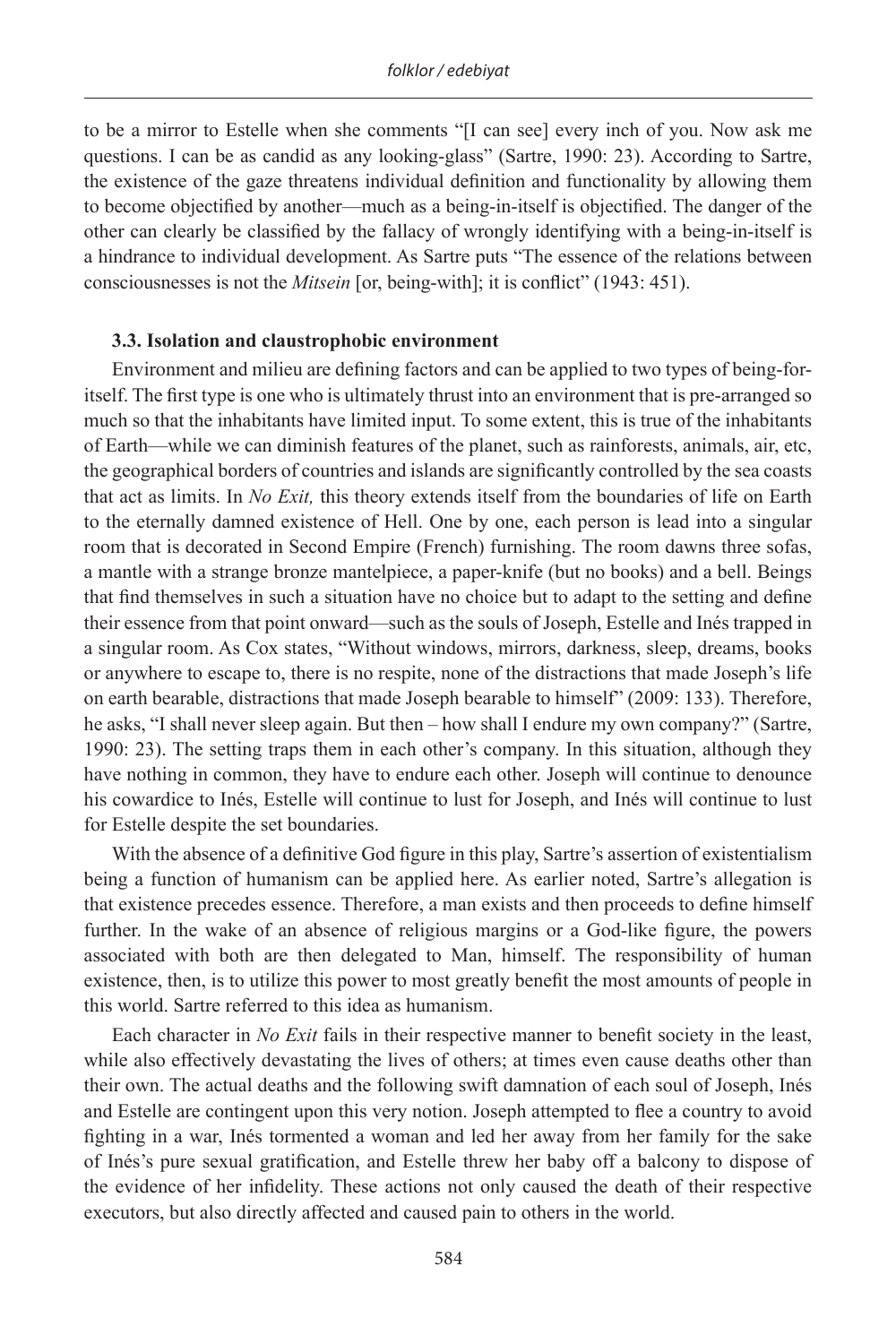to be a mirror to Estelle when she comments "[I can see] every inch of you. Now ask me questions. I can be as candid as any looking-glass" (Sartre, 1990: 23). According to Sartre, the existence of the gaze threatens individual definition and functionality by allowing them to become objectified by another—much as a being-in-itself is objectified. The danger of the other can clearly be classified by the fallacy of wrongly identifying with a being-in-itself is a hindrance to individual development. As Sartre puts "The essence of the relations between consciousnesses is not the *Mitsein* [or, being-with]; it is conflict" (1943: 451).

### 3.3. Isolation and claustrophobic environment

Environment and milieu are defining factors and can be applied to two types of being-for-itself. The first type is one who is ultimately thrust into an environment that is pre-arranged so much so that the inhabitants have limited input. To some extent, this is true of the inhabitants of Earth—while we can diminish features of the planet, such as rainforests, animals, air, etc, the geographical borders of countries and islands are significantly controlled by the sea coasts that act as limits. In *No Exit,* this theory extends itself from the boundaries of life on Earth to the eternally damned existence of Hell. One by one, each person is lead into a singular room that is decorated in Second Empire (French) furnishing. The room dawns three sofas, a mantle with a strange bronze mantelpiece, a paper-knife (but no books) and a bell. Beings that find themselves in such a situation have no choice but to adapt to the setting and define their essence from that point onward—such as the souls of Joseph, Estelle and Inés trapped in a singular room. As Cox states, "Without windows, mirrors, darkness, sleep, dreams, books or anywhere to escape to, there is no respite, none of the distractions that made Joseph's life on earth bearable, distractions that made Joseph bearable to himself" (2009: 133). Therefore, he asks, "I shall never sleep again. But then – how shall I endure my own company?" (Sartre, 1990: 23). The setting traps them in each other's company. In this situation, although they have nothing in common, they have to endure each other. Joseph will continue to denounce his cowardice to Inés, Estelle will continue to lust for Joseph, and Inés will continue to lust for Estelle despite the set boundaries.

With the absence of a definitive God figure in this play, Sartre's assertion of existentialism being a function of humanism can be applied here. As earlier noted, Sartre's allegation is that existence precedes essence. Therefore, a man exists and then proceeds to define himself further. In the wake of an absence of religious margins or a God-like figure, the powers associated with both are then delegated to Man, himself. The responsibility of human existence, then, is to utilize this power to most greatly benefit the most amounts of people in this world. Sartre referred to this idea as humanism.

Each character in *No Exit* fails in their respective manner to benefit society in the least, while also effectively devastating the lives of others; at times even cause deaths other than their own. The actual deaths and the following swift damnation of each soul of Joseph, Inés and Estelle are contingent upon this very notion. Joseph attempted to flee a country to avoid fighting in a war, Inés tormented a woman and led her away from her family for the sake of Inés's pure sexual gratification, and Estelle threw her baby off a balcony to dispose of the evidence of her infidelity. These actions not only caused the death of their respective executors, but also directly affected and caused pain to others in the world.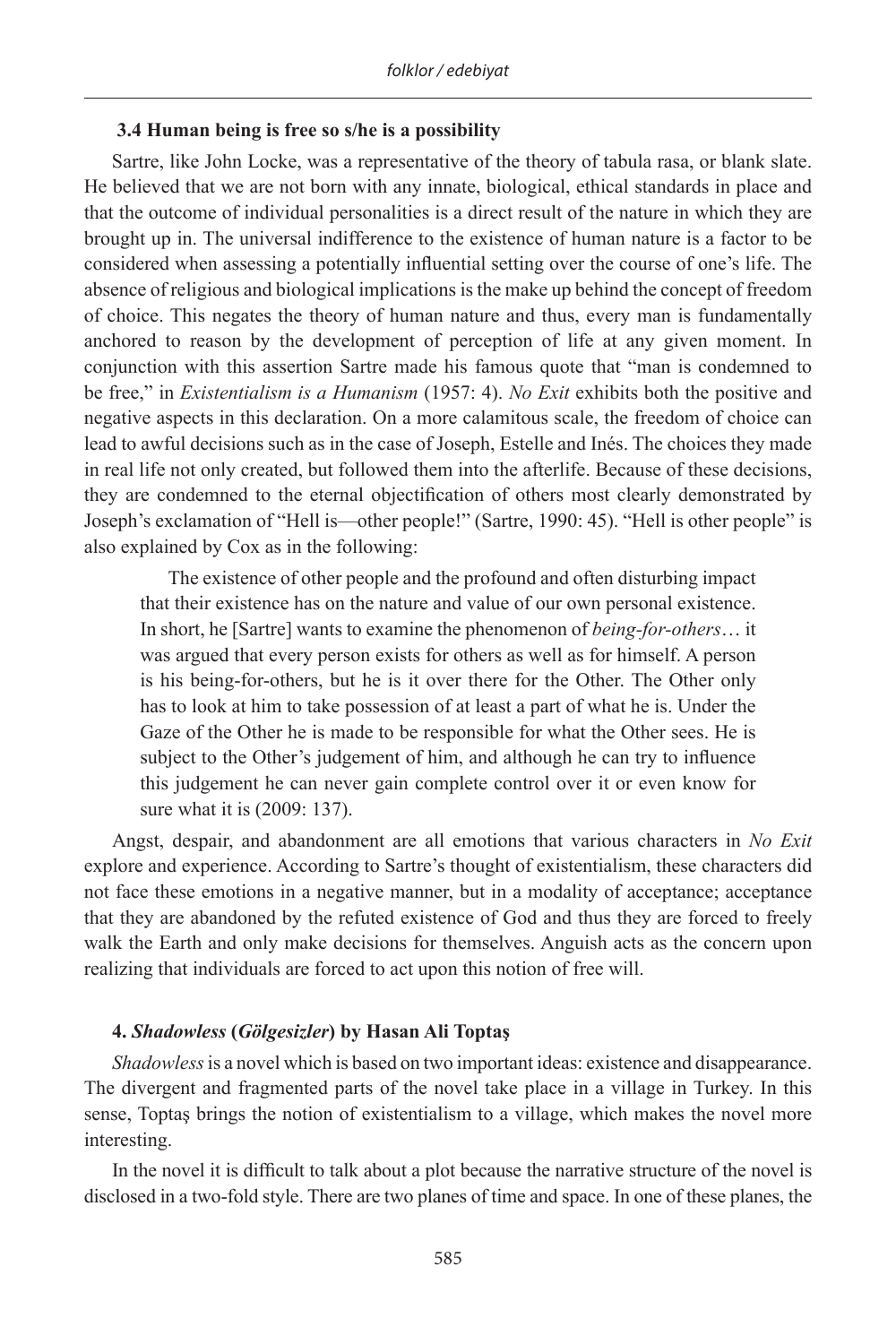### 3.4 Human being is free so s/he is a possibility

Sartre, like John Locke, was a representative of the theory of tabula rasa, or blank slate. He believed that we are not born with any innate, biological, ethical standards in place and that the outcome of individual personalities is a direct result of the nature in which they are brought up in. The universal indifference to the existence of human nature is a factor to be considered when assessing a potentially influential setting over the course of one's life. The absence of religious and biological implications is the make up behind the concept of freedom of choice. This negates the theory of human nature and thus, every man is fundamentally anchored to reason by the development of perception of life at any given moment. In conjunction with this assertion Sartre made his famous quote that "man is condemned to be free," in *Existentialism is a Humanism* (1957: 4). *No Exit* exhibits both the positive and negative aspects in this declaration. On a more calamitous scale, the freedom of choice can lead to awful decisions such as in the case of Joseph, Estelle and Inés. The choices they made in real life not only created, but followed them into the afterlife. Because of these decisions, they are condemned to the eternal objectification of others most clearly demonstrated by Joseph's exclamation of "Hell is—other people!" (Sartre, 1990: 45). "Hell is other people" is also explained by Cox as in the following:

> The existence of other people and the profound and often disturbing impact that their existence has on the nature and value of our own personal existence. In short, he [Sartre] wants to examine the phenomenon of *being-for-others*… it was argued that every person exists for others as well as for himself. A person is his being-for-others, but he is it over there for the Other. The Other only has to look at him to take possession of at least a part of what he is. Under the Gaze of the Other he is made to be responsible for what the Other sees. He is subject to the Other's judgement of him, and although he can try to influence this judgement he can never gain complete control over it or even know for sure what it is (2009: 137).

Angst, despair, and abandonment are all emotions that various characters in *No Exit* explore and experience. According to Sartre's thought of existentialism, these characters did not face these emotions in a negative manner, but in a modality of acceptance; acceptance that they are abandoned by the refuted existence of God and thus they are forced to freely walk the Earth and only make decisions for themselves. Anguish acts as the concern upon realizing that individuals are forced to act upon this notion of free will.

## 4. *Shadowless* (*Gölgesizler*) by Hasan Ali Toptaş

*Shadowless* is a novel which is based on two important ideas: existence and disappearance. The divergent and fragmented parts of the novel take place in a village in Turkey. In this sense, Toptaş brings the notion of existentialism to a village, which makes the novel more interesting.

In the novel it is difficult to talk about a plot because the narrative structure of the novel is disclosed in a two-fold style. There are two planes of time and space. In one of these planes, the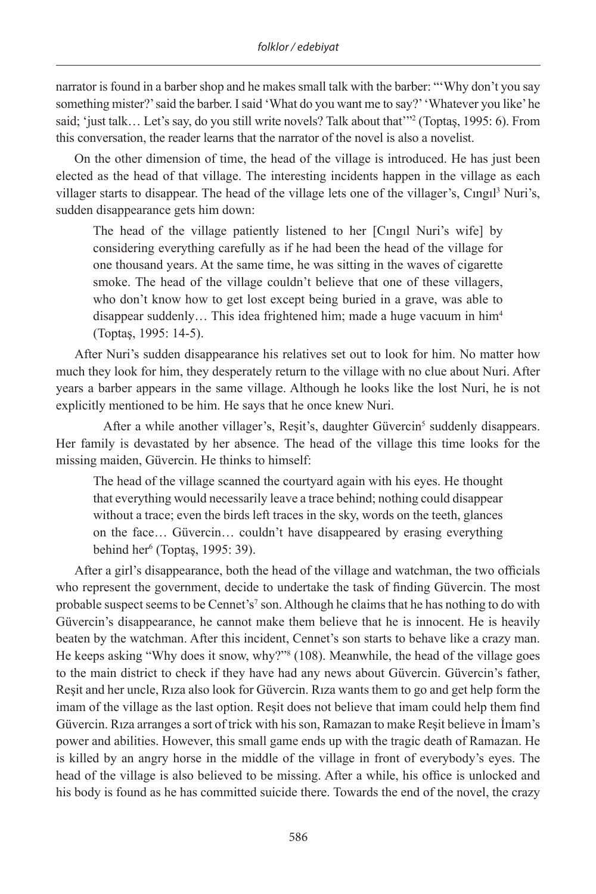narrator is found in a barber shop and he makes small talk with the barber: "'Why don't you say something mister?' said the barber. I said 'What do you want me to say?' 'Whatever you like' he said; 'just talk… Let's say, do you still write novels? Talk about that'"[2] (Toptaş, 1995: 6). From this conversation, the reader learns that the narrator of the novel is also a novelist.

On the other dimension of time, the head of the village is introduced. He has just been elected as the head of that village. The interesting incidents happen in the village as each villager starts to disappear. The head of the village lets one of the villager's, Cıngıl[3] Nuri's, sudden disappearance gets him down:

> The head of the village patiently listened to her [Cıngıl Nuri's wife] by considering everything carefully as if he had been the head of the village for one thousand years. At the same time, he was sitting in the waves of cigarette smoke. The head of the village couldn't believe that one of these villagers, who don't know how to get lost except being buried in a grave, was able to disappear suddenly… This idea frightened him; made a huge vacuum in him[4] (Toptaş, 1995: 14-5).

After Nuri's sudden disappearance his relatives set out to look for him. No matter how much they look for him, they desperately return to the village with no clue about Nuri. After years a barber appears in the same village. Although he looks like the lost Nuri, he is not explicitly mentioned to be him. He says that he once knew Nuri.

After a while another villager's, Reşit's, daughter Güvercin[5] suddenly disappears. Her family is devastated by her absence. The head of the village this time looks for the missing maiden, Güvercin. He thinks to himself:

> The head of the village scanned the courtyard again with his eyes. He thought that everything would necessarily leave a trace behind; nothing could disappear without a trace; even the birds left traces in the sky, words on the teeth, glances on the face… Güvercin… couldn't have disappeared by erasing everything behind her[6] (Toptaş, 1995: 39).

After a girl's disappearance, both the head of the village and watchman, the two officials who represent the government, decide to undertake the task of finding Güvercin. The most probable suspect seems to be Cennet's[7] son. Although he claims that he has nothing to do with Güvercin's disappearance, he cannot make them believe that he is innocent. He is heavily beaten by the watchman. After this incident, Cennet's son starts to behave like a crazy man. He keeps asking "Why does it snow, why?"[8] (108). Meanwhile, the head of the village goes to the main district to check if they have had any news about Güvercin. Güvercin's father, Reşit and her uncle, Rıza also look for Güvercin. Rıza wants them to go and get help form the imam of the village as the last option. Reşit does not believe that imam could help them find Güvercin. Rıza arranges a sort of trick with his son, Ramazan to make Reşit believe in İmam's power and abilities. However, this small game ends up with the tragic death of Ramazan. He is killed by an angry horse in the middle of the village in front of everybody's eyes. The head of the village is also believed to be missing. After a while, his office is unlocked and his body is found as he has committed suicide there. Towards the end of the novel, the crazy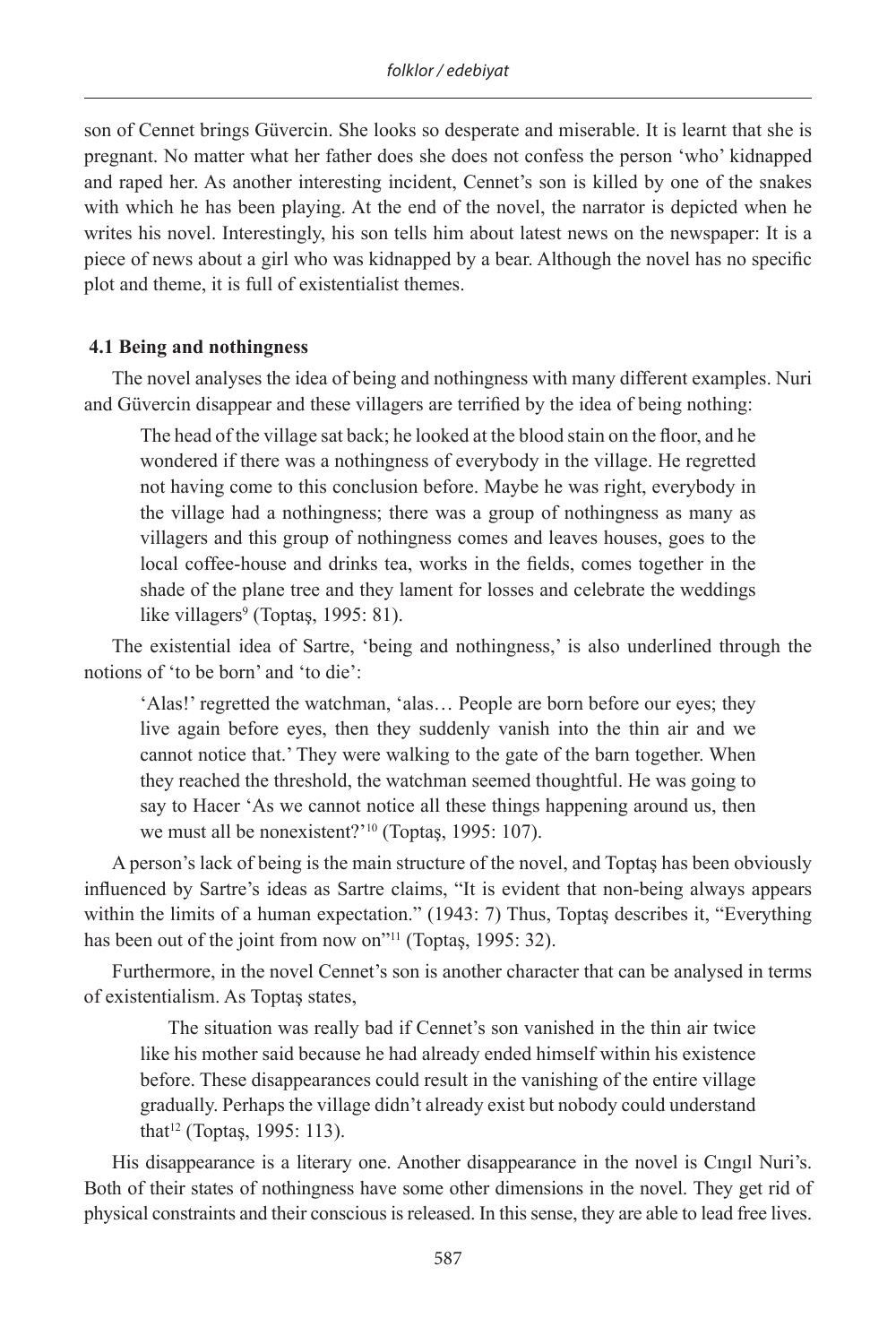son of Cennet brings Güvercin. She looks so desperate and miserable. It is learnt that she is pregnant. No matter what her father does she does not confess the person 'who' kidnapped and raped her. As another interesting incident, Cennet's son is killed by one of the snakes with which he has been playing. At the end of the novel, the narrator is depicted when he writes his novel. Interestingly, his son tells him about latest news on the newspaper: It is a piece of news about a girl who was kidnapped by a bear. Although the novel has no specific plot and theme, it is full of existentialist themes.

### 4.1 Being and nothingness

The novel analyses the idea of being and nothingness with many different examples. Nuri and Güvercin disappear and these villagers are terrified by the idea of being nothing:

> The head of the village sat back; he looked at the blood stain on the floor, and he wondered if there was a nothingness of everybody in the village. He regretted not having come to this conclusion before. Maybe he was right, everybody in the village had a nothingness; there was a group of nothingness as many as villagers and this group of nothingness comes and leaves houses, goes to the local coffee-house and drinks tea, works in the fields, comes together in the shade of the plane tree and they lament for losses and celebrate the weddings like villagers[9] (Toptaş, 1995: 81).

The existential idea of Sartre, 'being and nothingness,' is also underlined through the notions of 'to be born' and 'to die':

> 'Alas!' regretted the watchman, 'alas… People are born before our eyes; they live again before eyes, then they suddenly vanish into the thin air and we cannot notice that.' They were walking to the gate of the barn together. When they reached the threshold, the watchman seemed thoughtful. He was going to say to Hacer 'As we cannot notice all these things happening around us, then we must all be nonexistent?'[10] (Toptaş, 1995: 107).

A person's lack of being is the main structure of the novel, and Toptaş has been obviously influenced by Sartre's ideas as Sartre claims, "It is evident that non-being always appears within the limits of a human expectation." (1943: 7) Thus, Toptaş describes it, "Everything has been out of the joint from now on"[11] (Toptaş, 1995: 32).

Furthermore, in the novel Cennet's son is another character that can be analysed in terms of existentialism. As Toptaş states,

> The situation was really bad if Cennet's son vanished in the thin air twice like his mother said because he had already ended himself within his existence before. These disappearances could result in the vanishing of the entire village gradually. Perhaps the village didn't already exist but nobody could understand that[12] (Toptaş, 1995: 113).

His disappearance is a literary one. Another disappearance in the novel is Cıngıl Nuri's. Both of their states of nothingness have some other dimensions in the novel. They get rid of physical constraints and their conscious is released. In this sense, they are able to lead free lives.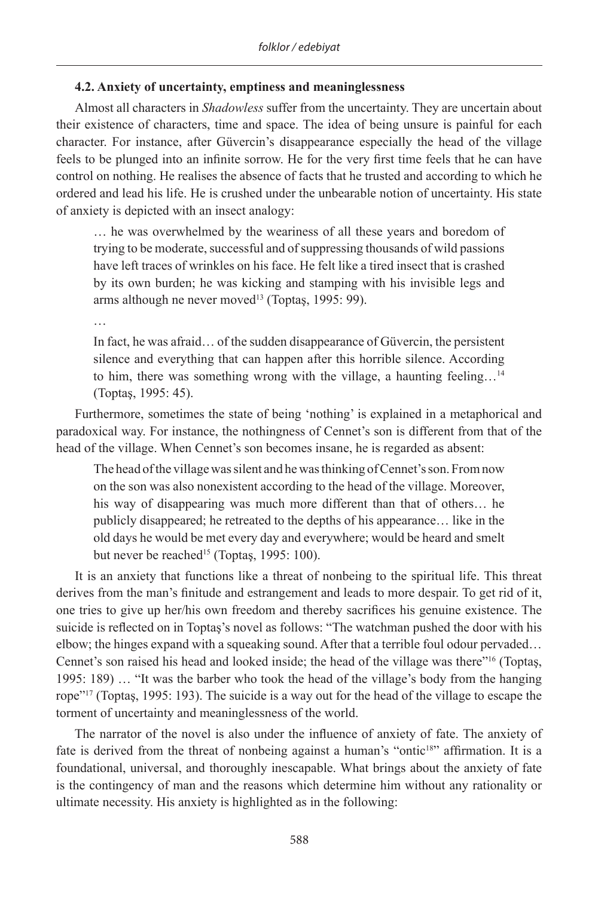#### 4.2. Anxiety of uncertainty, emptiness and meaninglessness

Almost all characters in *Shadowless* suffer from the uncertainty. They are uncertain about their existence of characters, time and space. The idea of being unsure is painful for each character. For instance, after Güvercin's disappearance especially the head of the village feels to be plunged into an infinite sorrow. He for the very first time feels that he can have control on nothing. He realises the absence of facts that he trusted and according to which he ordered and lead his life. He is crushed under the unbearable notion of uncertainty. His state of anxiety is depicted with an insect analogy:

> … he was overwhelmed by the weariness of all these years and boredom of trying to be moderate, successful and of suppressing thousands of wild passions have left traces of wrinkles on his face. He felt like a tired insect that is crashed by its own burden; he was kicking and stamping with his invisible legs and arms although ne never moved[13] (Toptaş, 1995: 99).
>
> …
>
> In fact, he was afraid… of the sudden disappearance of Güvercin, the persistent silence and everything that can happen after this horrible silence. According to him, there was something wrong with the village, a haunting feeling…[14] (Toptaş, 1995: 45).

Furthermore, sometimes the state of being 'nothing' is explained in a metaphorical and paradoxical way. For instance, the nothingness of Cennet's son is different from that of the head of the village. When Cennet's son becomes insane, he is regarded as absent:

> The head of the village was silent and he was thinking of Cennet's son. From now on the son was also nonexistent according to the head of the village. Moreover, his way of disappearing was much more different than that of others… he publicly disappeared; he retreated to the depths of his appearance… like in the old days he would be met every day and everywhere; would be heard and smelt but never be reached[15] (Toptaş, 1995: 100).

It is an anxiety that functions like a threat of nonbeing to the spiritual life. This threat derives from the man's finitude and estrangement and leads to more despair. To get rid of it, one tries to give up her/his own freedom and thereby sacrifices his genuine existence. The suicide is reflected on in Toptaş's novel as follows: "The watchman pushed the door with his elbow; the hinges expand with a squeaking sound. After that a terrible foul odour pervaded… Cennet's son raised his head and looked inside; the head of the village was there"[16] (Toptaş, 1995: 189) … "It was the barber who took the head of the village's body from the hanging rope"[17] (Toptaş, 1995: 193). The suicide is a way out for the head of the village to escape the torment of uncertainty and meaninglessness of the world.

The narrator of the novel is also under the influence of anxiety of fate. The anxiety of fate is derived from the threat of nonbeing against a human's "ontic[18]" affirmation. It is a foundational, universal, and thoroughly inescapable. What brings about the anxiety of fate is the contingency of man and the reasons which determine him without any rationality or ultimate necessity. His anxiety is highlighted as in the following: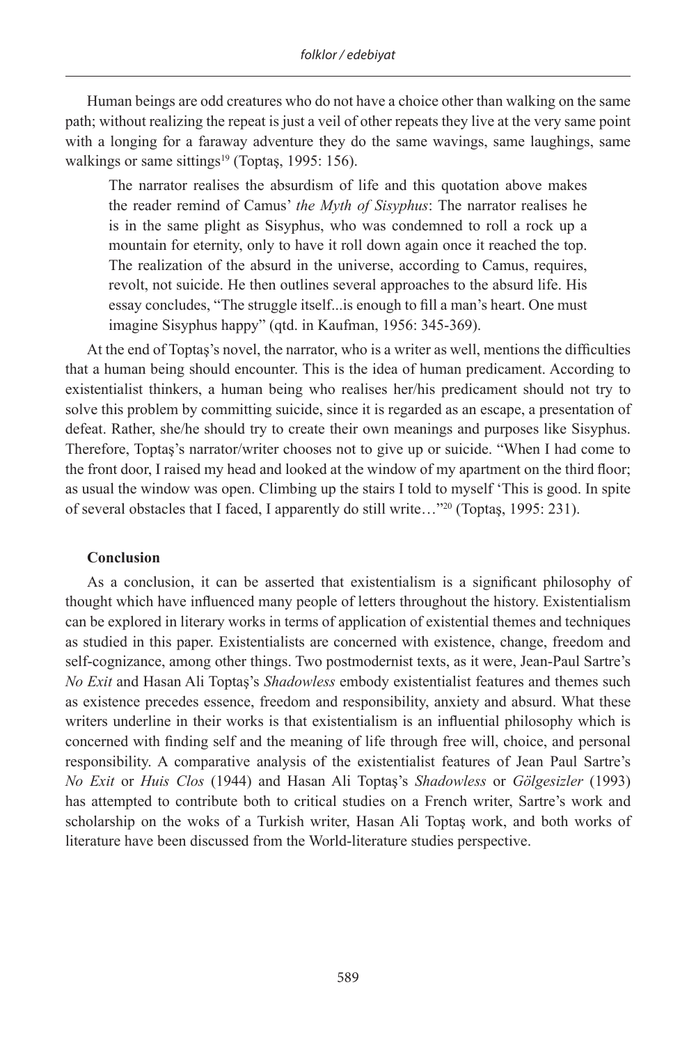Human beings are odd creatures who do not have a choice other than walking on the same path; without realizing the repeat is just a veil of other repeats they live at the very same point with a longing for a faraway adventure they do the same wavings, same laughings, same walkings or same sittings[19] (Toptaş, 1995: 156).

> The narrator realises the absurdism of life and this quotation above makes the reader remind of Camus' *the Myth of Sisyphus*: The narrator realises he is in the same plight as Sisyphus, who was condemned to roll a rock up a mountain for eternity, only to have it roll down again once it reached the top. The realization of the absurd in the universe, according to Camus, requires, revolt, not suicide. He then outlines several approaches to the absurd life. His essay concludes, "The struggle itself...is enough to fill a man's heart. One must imagine Sisyphus happy" (qtd. in Kaufman, 1956: 345-369).

At the end of Toptaş's novel, the narrator, who is a writer as well, mentions the difficulties that a human being should encounter. This is the idea of human predicament. According to existentialist thinkers, a human being who realises her/his predicament should not try to solve this problem by committing suicide, since it is regarded as an escape, a presentation of defeat. Rather, she/he should try to create their own meanings and purposes like Sisyphus. Therefore, Toptaş's narrator/writer chooses not to give up or suicide. "When I had come to the front door, I raised my head and looked at the window of my apartment on the third floor; as usual the window was open. Climbing up the stairs I told to myself 'This is good. In spite of several obstacles that I faced, I apparently do still write…"[20] (Toptaş, 1995: 231).

**Conclusion**

As a conclusion, it can be asserted that existentialism is a significant philosophy of thought which have influenced many people of letters throughout the history. Existentialism can be explored in literary works in terms of application of existential themes and techniques as studied in this paper. Existentialists are concerned with existence, change, freedom and self-cognizance, among other things. Two postmodernist texts, as it were, Jean-Paul Sartre's *No Exit* and Hasan Ali Toptaş's *Shadowless* embody existentialist features and themes such as existence precedes essence, freedom and responsibility, anxiety and absurd. What these writers underline in their works is that existentialism is an influential philosophy which is concerned with finding self and the meaning of life through free will, choice, and personal responsibility. A comparative analysis of the existentialist features of Jean Paul Sartre's *No Exit* or *Huis Clos* (1944) and Hasan Ali Toptaş's *Shadowless* or *Gölgesizler* (1993) has attempted to contribute both to critical studies on a French writer, Sartre's work and scholarship on the woks of a Turkish writer, Hasan Ali Toptaş work, and both works of literature have been discussed from the World-literature studies perspective.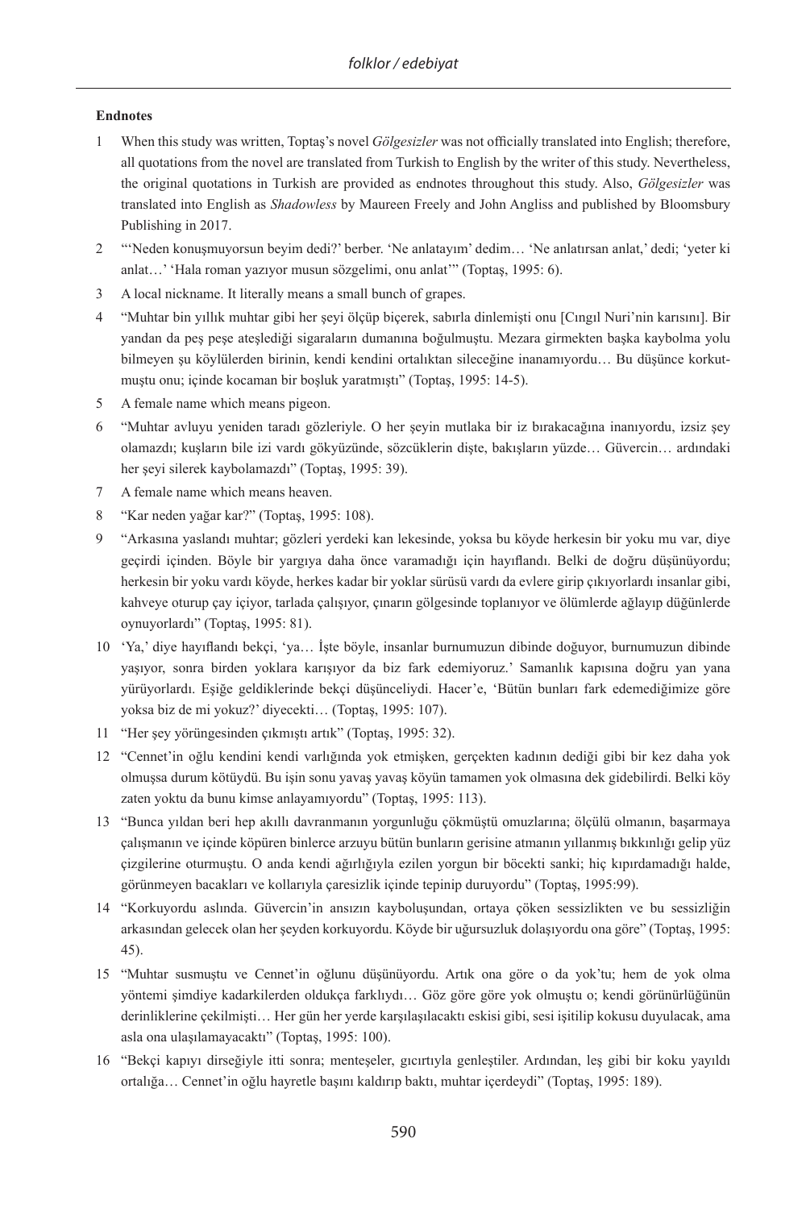**Endnotes**

1 When this study was written, Toptaş's novel *Gölgesizler* was not officially translated into English; therefore, all quotations from the novel are translated from Turkish to English by the writer of this study. Nevertheless, the original quotations in Turkish are provided as endnotes throughout this study. Also, *Gölgesizler* was translated into English as *Shadowless* by Maureen Freely and John Angliss and published by Bloomsbury Publishing in 2017.

2 "'Neden konuşmuyorsun beyim dedi?' berber. 'Ne anlatayım' dedim… 'Ne anlatırsan anlat,' dedi; 'yeter ki anlat…' 'Hala roman yazıyor musun sözgelimi, onu anlat'" (Toptaş, 1995: 6).

3 A local nickname. It literally means a small bunch of grapes.

4 "Muhtar bin yıllık muhtar gibi her şeyi ölçüp biçerek, sabırla dinlemişti onu [Cıngıl Nuri'nin karısını]. Bir yandan da peş peşe ateşlediği sigaraların dumanına boğulmuştu. Mezara girmekten başka kaybolma yolu bilmeyen şu köylülerden birinin, kendi kendini ortalıktan sileceğine inanamıyordu… Bu düşünce korkutmuştu onu; içinde kocaman bir boşluk yaratmıştı" (Toptaş, 1995: 14-5).

5 A female name which means pigeon.

6 "Muhtar avluyu yeniden taradı gözleriyle. O her şeyin mutlaka bir iz bırakacağına inanıyordu, izsiz şey olamazdı; kuşların bile izi vardı gökyüzünde, sözcüklerin dişte, bakışların yüzde… Güvercin… ardındaki her şeyi silerek kaybolamazdı" (Toptaş, 1995: 39).

7 A female name which means heaven.

8 "Kar neden yağar kar?" (Toptaş, 1995: 108).

9 "Arkasına yaslandı muhtar; gözleri yerdeki kan lekesinde, yoksa bu köyde herkesin bir yoku mu var, diye geçirdi içinden. Böyle bir yargıya daha önce varamadığı için hayıflandı. Belki de doğru düşünüyordu; herkesin bir yoku vardı köyde, herkes kadar bir yoklar sürüsü vardı da evlere girip çıkıyorlardı insanlar gibi, kahveye oturup çay içiyor, tarlada çalışıyor, çınarın gölgesinde toplanıyor ve ölümlerde ağlayıp düğünlerde oynuyorlardı" (Toptaş, 1995: 81).

10 'Ya,' diye hayıflandı bekçi, 'ya… İşte böyle, insanlar burnumuzun dibinde doğuyor, burnumuzun dibinde yaşıyor, sonra birden yoklara karışıyor da biz fark edemiyoruz.' Samanlık kapısına doğru yan yana yürüyorlardı. Eşiğe geldiklerinde bekçi düşünceliydi. Hacer'e, 'Bütün bunları fark edemediğimize göre yoksa biz de mi yokuz?' diyecekti… (Toptaş, 1995: 107).

11 "Her şey yörüngesinden çıkmıştı artık" (Toptaş, 1995: 32).

12 "Cennet'in oğlu kendini kendi varlığında yok etmişken, gerçekten kadının dediği gibi bir kez daha yok olmuşsa durum kötüydü. Bu işin sonu yavaş yavaş köyün tamamen yok olmasına dek gidebilirdi. Belki köy zaten yoktu da bunu kimse anlayamıyordu" (Toptaş, 1995: 113).

13 "Bunca yıldan beri hep akıllı davranmanın yorgunluğu çökmüştü omuzlarına; ölçülü olmanın, başarmaya çalışmanın ve içinde köpüren binlerce arzuyu bütün bunların gerisine atmanın yıllanmış bıkkınlığı gelip yüz çizgilerine oturmuştu. O anda kendi ağırlığıyla ezilen yorgun bir böcekti sanki; hiç kıpırdamadığı halde, görünmeyen bacakları ve kollarıyla çaresizlik içinde tepinip duruyordu" (Toptaş, 1995:99).

14 "Korkuyordu aslında. Güvercin'in ansızın kayboluşundan, ortaya çöken sessizlikten ve bu sessizliğin arkasından gelecek olan her şeyden korkuyordu. Köyde bir uğursuzluk dolaşıyordu ona göre" (Toptaş, 1995: 45).

15 "Muhtar susmuştu ve Cennet'in oğlunu düşünüyordu. Artık ona göre o da yok'tu; hem de yok olma yöntemi şimdiye kadarkilerden oldukça farklıydı… Göz göre göre yok olmuştu o; kendi görünürlüğünün derinliklerine çekilmişti… Her gün her yerde karşılaşılacaktı eskisi gibi, sesi işitilip kokusu duyulacak, ama asla ona ulaşılamayacaktı" (Toptaş, 1995: 100).

16 "Bekçi kapıyı dirseğiyle itti sonra; menteşeler, gıcırtıyla genleştiler. Ardından, leş gibi bir koku yayıldı ortalığa… Cennet'in oğlu hayretle başını kaldırıp baktı, muhtar içerdeydi" (Toptaş, 1995: 189).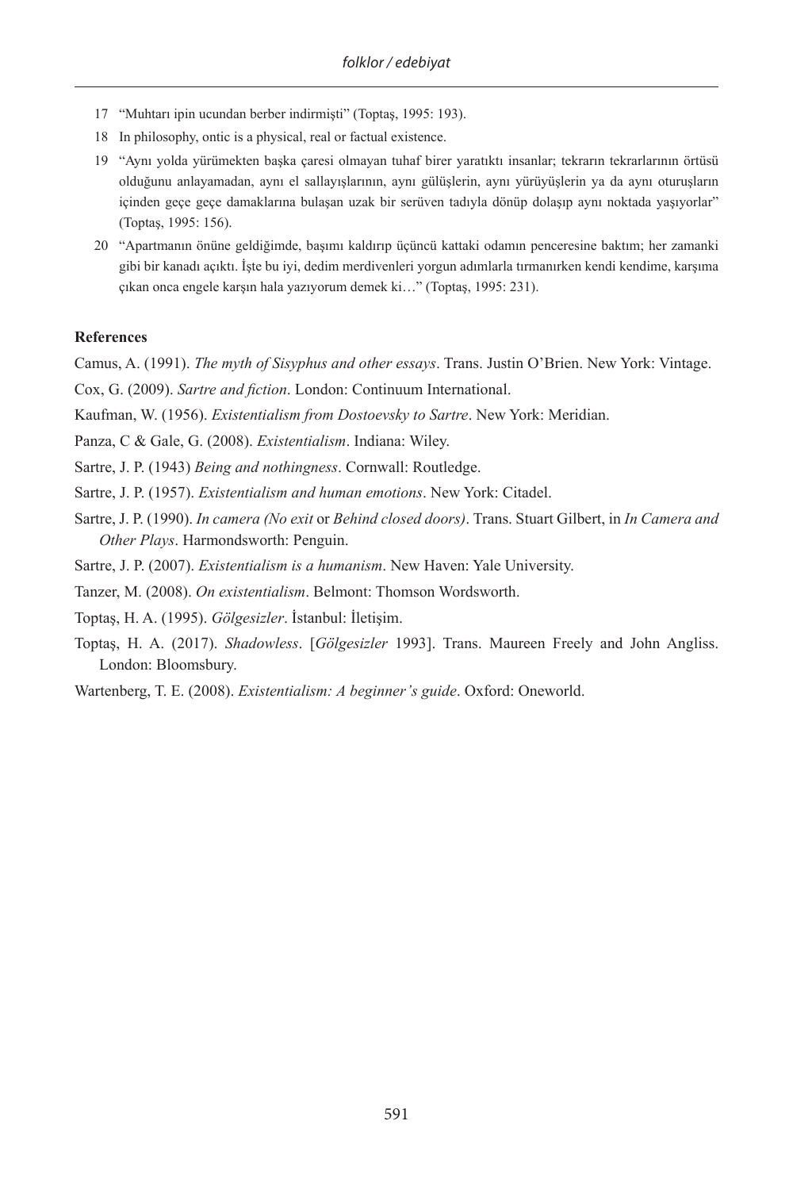17 "Muhtarı ipin ucundan berber indirmişti" (Toptaş, 1995: 193).

18 In philosophy, ontic is a physical, real or factual existence.

19 "Aynı yolda yürümekten başka çaresi olmayan tuhaf birer yaratıktı insanlar; tekrarın tekrarlarının örtüsü olduğunu anlayamadan, aynı el sallayışlarının, aynı gülüşlerin, aynı yürüyüşlerin ya da aynı oturuşların içinden geçe geçe damaklarına bulaşan uzak bir serüven tadıyla dönüp dolaşıp aynı noktada yaşıyorlar" (Toptaş, 1995: 156).

20 "Apartmanın önüne geldiğimde, başımı kaldırıp üçüncü kattaki odamın penceresine baktım; her zamanki gibi bir kanadı açıktı. İşte bu iyi, dedim merdivenleri yorgun adımlarla tırmanırken kendi kendime, karşıma çıkan onca engele karşın hala yazıyorum demek ki…" (Toptaş, 1995: 231).

**References**

Camus, A. (1991). *The myth of Sisyphus and other essays*. Trans. Justin O'Brien. New York: Vintage.

Cox, G. (2009). *Sartre and fiction*. London: Continuum International.

Kaufman, W. (1956). *Existentialism from Dostoevsky to Sartre*. New York: Meridian.

Panza, C & Gale, G. (2008). *Existentialism*. Indiana: Wiley.

Sartre, J. P. (1943) *Being and nothingness*. Cornwall: Routledge.

Sartre, J. P. (1957). *Existentialism and human emotions*. New York: Citadel.

Sartre, J. P. (1990). *In camera (No exit* or *Behind closed doors)*. Trans. Stuart Gilbert, in *In Camera and Other Plays*. Harmondsworth: Penguin.

Sartre, J. P. (2007). *Existentialism is a humanism*. New Haven: Yale University.

Tanzer, M. (2008). *On existentialism*. Belmont: Thomson Wordsworth.

Toptaş, H. A. (1995). *Gölgesizler*. İstanbul: İletişim.

Toptaş, H. A. (2017). *Shadowless*. [*Gölgesizler* 1993]. Trans. Maureen Freely and John Angliss. London: Bloomsbury.

Wartenberg, T. E. (2008). *Existentialism: A beginner's guide*. Oxford: Oneworld.